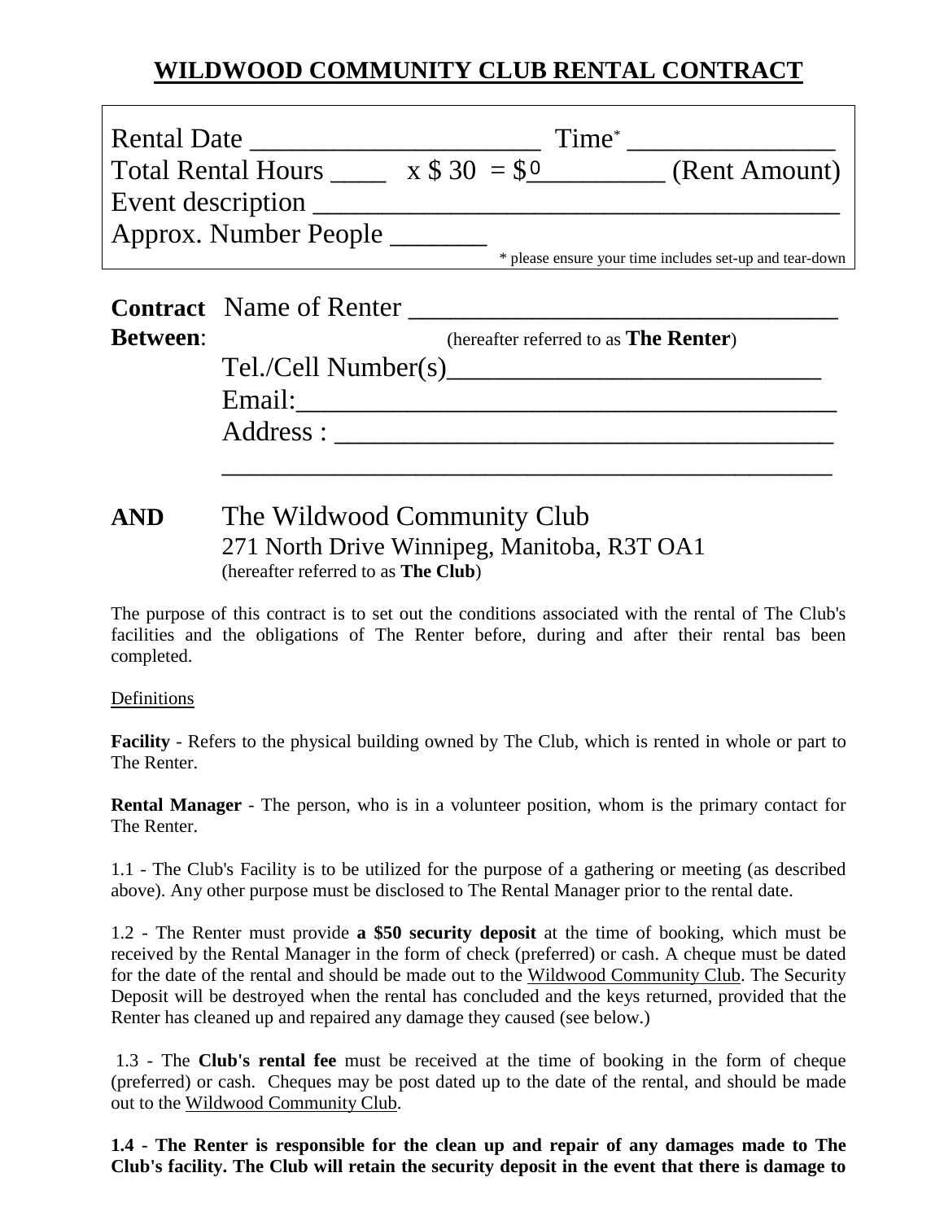# WILDWOOD COMMUNITY CLUB RENTAL CONTRACT

Rental Date ______________________ Time* ________________
Total Rental Hours ____ x $ 30 = $0__________ (Rent Amount)
Event description ______________________________________
Approx. Number People _______
* please ensure your time includes set-up and tear-down

**Contract Between**: Name of Renter ________________________________
(hereafter referred to as **The Renter**)
Tel./Cell Number(s)_____________________________
Email:_________________________________________
Address : ______________________________________
_______________________________________________

**AND** The Wildwood Community Club
271 North Drive Winnipeg, Manitoba, R3T OA1
(hereafter referred to as **The Club**)

The purpose of this contract is to set out the conditions associated with the rental of The Club's facilities and the obligations of The Renter before, during and after their rental bas been completed.

Definitions

**Facility** - Refers to the physical building owned by The Club, which is rented in whole or part to The Renter.

**Rental Manager** - The person, who is in a volunteer position, whom is the primary contact for The Renter.

1.1 - The Club's Facility is to be utilized for the purpose of a gathering or meeting (as described above). Any other purpose must be disclosed to The Rental Manager prior to the rental date.

1.2 - The Renter must provide **a $50 security deposit** at the time of booking, which must be received by the Rental Manager in the form of check (preferred) or cash. A cheque must be dated for the date of the rental and should be made out to the Wildwood Community Club. The Security Deposit will be destroyed when the rental has concluded and the keys returned, provided that the Renter has cleaned up and repaired any damage they caused (see below.)

1.3 - The **Club's rental fee** must be received at the time of booking in the form of cheque (preferred) or cash. Cheques may be post dated up to the date of the rental, and should be made out to the Wildwood Community Club.

**1.4 - The Renter is responsible for the clean up and repair of any damages made to The Club's facility. The Club will retain the security deposit in the event that there is damage to**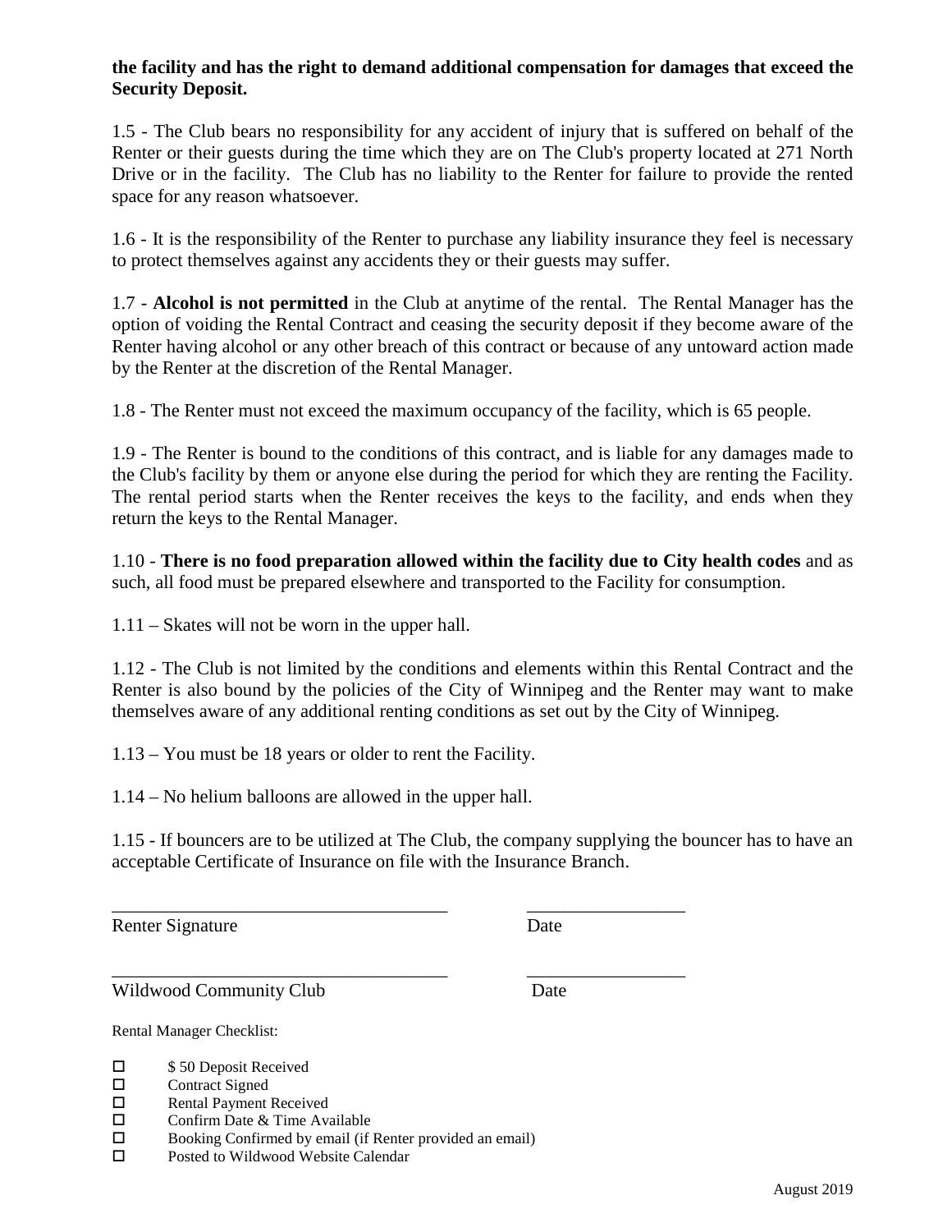**the facility and has the right to demand additional compensation for damages that exceed the Security Deposit.**

1.5 - The Club bears no responsibility for any accident of injury that is suffered on behalf of the Renter or their guests during the time which they are on The Club's property located at 271 North Drive or in the facility. The Club has no liability to the Renter for failure to provide the rented space for any reason whatsoever.

1.6 - It is the responsibility of the Renter to purchase any liability insurance they feel is necessary to protect themselves against any accidents they or their guests may suffer.

1.7 - **Alcohol is not permitted** in the Club at anytime of the rental. The Rental Manager has the option of voiding the Rental Contract and ceasing the security deposit if they become aware of the Renter having alcohol or any other breach of this contract or because of any untoward action made by the Renter at the discretion of the Rental Manager.

1.8 - The Renter must not exceed the maximum occupancy of the facility, which is 65 people.

1.9 - The Renter is bound to the conditions of this contract, and is liable for any damages made to the Club's facility by them or anyone else during the period for which they are renting the Facility. The rental period starts when the Renter receives the keys to the facility, and ends when they return the keys to the Rental Manager.

1.10 - **There is no food preparation allowed within the facility due to City health codes** and as such, all food must be prepared elsewhere and transported to the Facility for consumption.

1.11 – Skates will not be worn in the upper hall.

1.12 - The Club is not limited by the conditions and elements within this Rental Contract and the Renter is also bound by the policies of the City of Winnipeg and the Renter may want to make themselves aware of any additional renting conditions as set out by the City of Winnipeg.

1.13 – You must be 18 years or older to rent the Facility.

1.14 – No helium balloons are allowed in the upper hall.

1.15 - If bouncers are to be utilized at The Club, the company supplying the bouncer has to have an acceptable Certificate of Insurance on file with the Insurance Branch.

_____________________________________ _________________

Renter Signature Date

_____________________________________ _________________

Wildwood Community Club Date

Rental Manager Checklist:

- ☐ $ 50 Deposit Received
- ☐ Contract Signed
- ☐ Rental Payment Received
- ☐ Confirm Date & Time Available
- ☐ Booking Confirmed by email (if Renter provided an email)
- ☐ Posted to Wildwood Website Calendar

August 2019